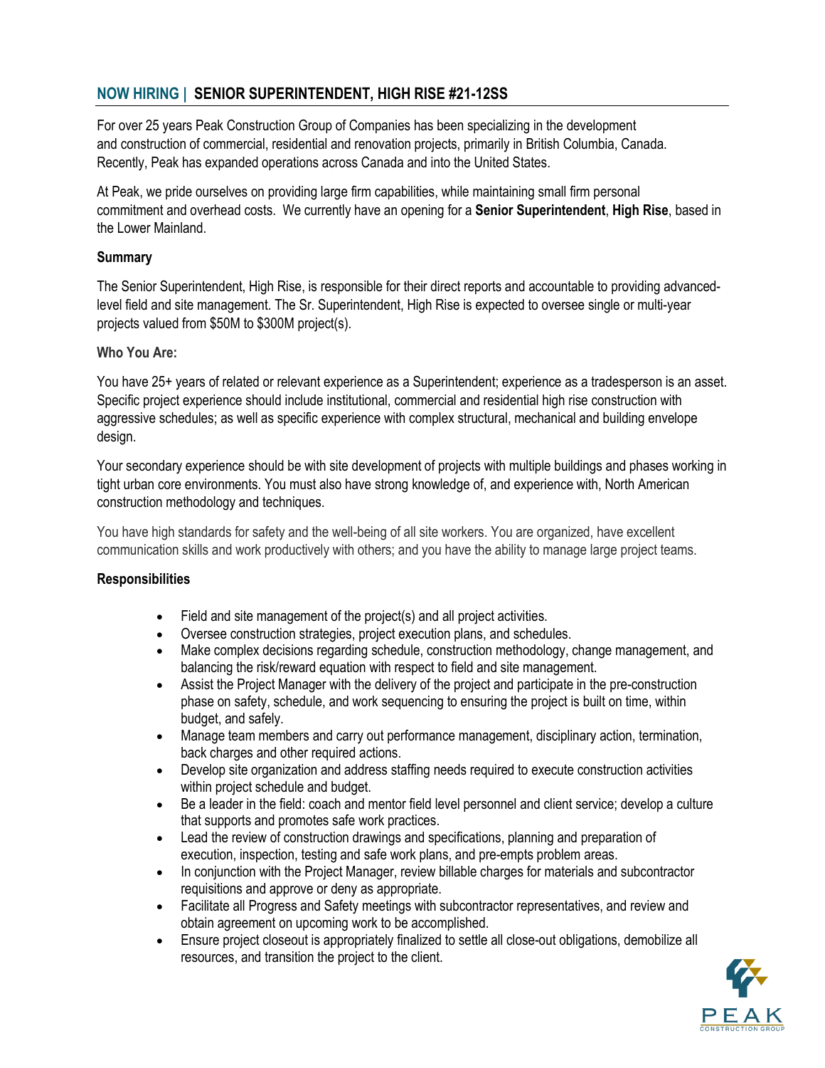## NOW HIRING | SENIOR SUPERINTENDENT, HIGH RISE #21-12SS

For over 25 years Peak Construction Group of Companies has been specializing in the development and construction of commercial, residential and renovation projects, primarily in British Columbia, Canada. Recently, Peak has expanded operations across Canada and into the United States.

At Peak, we pride ourselves on providing large firm capabilities, while maintaining small firm personal commitment and overhead costs. We currently have an opening for a **Senior Superintendent**, **High Rise**, based in the Lower Mainland.

**Summary**

The Senior Superintendent, High Rise, is responsible for their direct reports and accountable to providing advanced-level field and site management. The Sr. Superintendent, High Rise is expected to oversee single or multi-year projects valued from $50M to $300M project(s).

**Who You Are:**

You have 25+ years of related or relevant experience as a Superintendent; experience as a tradesperson is an asset. Specific project experience should include institutional, commercial and residential high rise construction with aggressive schedules; as well as specific experience with complex structural, mechanical and building envelope design.

Your secondary experience should be with site development of projects with multiple buildings and phases working in tight urban core environments. You must also have strong knowledge of, and experience with, North American construction methodology and techniques.

You have high standards for safety and the well-being of all site workers. You are organized, have excellent communication skills and work productively with others; and you have the ability to manage large project teams.

**Responsibilities**

- Field and site management of the project(s) and all project activities.
- Oversee construction strategies, project execution plans, and schedules.
- Make complex decisions regarding schedule, construction methodology, change management, and balancing the risk/reward equation with respect to field and site management.
- Assist the Project Manager with the delivery of the project and participate in the pre-construction phase on safety, schedule, and work sequencing to ensuring the project is built on time, within budget, and safely.
- Manage team members and carry out performance management, disciplinary action, termination, back charges and other required actions.
- Develop site organization and address staffing needs required to execute construction activities within project schedule and budget.
- Be a leader in the field: coach and mentor field level personnel and client service; develop a culture that supports and promotes safe work practices.
- Lead the review of construction drawings and specifications, planning and preparation of execution, inspection, testing and safe work plans, and pre-empts problem areas.
- In conjunction with the Project Manager, review billable charges for materials and subcontractor requisitions and approve or deny as appropriate.
- Facilitate all Progress and Safety meetings with subcontractor representatives, and review and obtain agreement on upcoming work to be accomplished.
- Ensure project closeout is appropriately finalized to settle all close-out obligations, demobilize all resources, and transition the project to the client.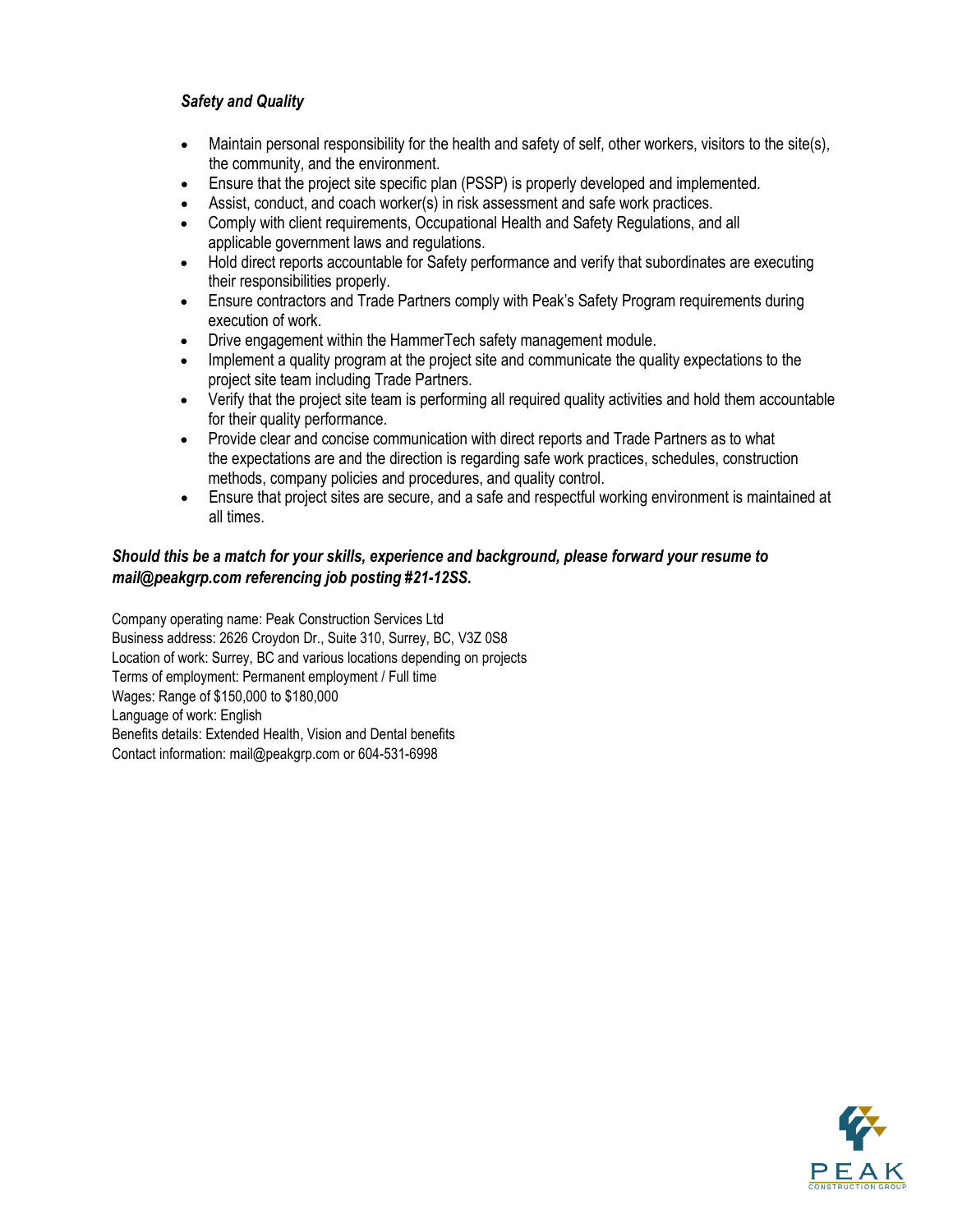### *Safety and Quality*

- Maintain personal responsibility for the health and safety of self, other workers, visitors to the site(s), the community, and the environment.
- Ensure that the project site specific plan (PSSP) is properly developed and implemented.
- Assist, conduct, and coach worker(s) in risk assessment and safe work practices.
- Comply with client requirements, Occupational Health and Safety Regulations, and all applicable government laws and regulations.
- Hold direct reports accountable for Safety performance and verify that subordinates are executing their responsibilities properly.
- Ensure contractors and Trade Partners comply with Peak's Safety Program requirements during execution of work.
- Drive engagement within the HammerTech safety management module.
- Implement a quality program at the project site and communicate the quality expectations to the project site team including Trade Partners.
- Verify that the project site team is performing all required quality activities and hold them accountable for their quality performance.
- Provide clear and concise communication with direct reports and Trade Partners as to what the expectations are and the direction is regarding safe work practices, schedules, construction methods, company policies and procedures, and quality control.
- Ensure that project sites are secure, and a safe and respectful working environment is maintained at all times.

***Should this be a match for your skills, experience and background, please forward your resume to mail@peakgrp.com referencing job posting #21-12SS.***

Company operating name: Peak Construction Services Ltd
Business address: 2626 Croydon Dr., Suite 310, Surrey, BC, V3Z 0S8
Location of work: Surrey, BC and various locations depending on projects
Terms of employment: Permanent employment / Full time
Wages: Range of $150,000 to $180,000
Language of work: English
Benefits details: Extended Health, Vision and Dental benefits
Contact information: mail@peakgrp.com or 604-531-6998

PEAK
CONSTRUCTION GROUP